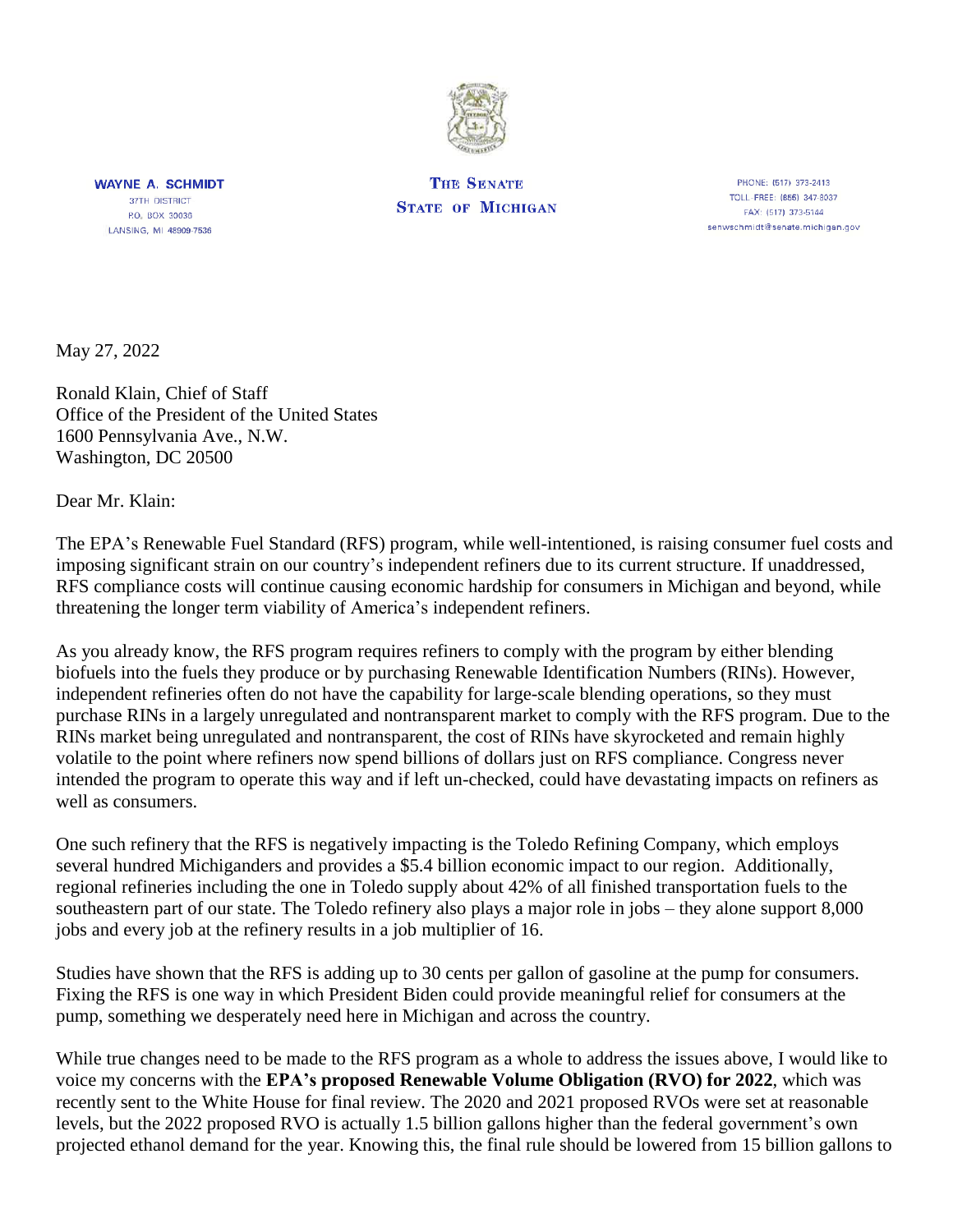**WAYNE A. SCHMIDT**
37TH DISTRICT
P.O. BOX 30036
LANSING, MI 48909-7536

**THE SENATE**
**STATE OF MICHIGAN**

PHONE: (517) 373-2413
TOLL-FREE: (855) 347-8037
FAX: (517) 373-5144
senwschmidt@senate.michigan.gov

May 27, 2022

Ronald Klain, Chief of Staff
Office of the President of the United States
1600 Pennsylvania Ave., N.W.
Washington, DC 20500

Dear Mr. Klain:

The EPA's Renewable Fuel Standard (RFS) program, while well-intentioned, is raising consumer fuel costs and imposing significant strain on our country's independent refiners due to its current structure. If unaddressed, RFS compliance costs will continue causing economic hardship for consumers in Michigan and beyond, while threatening the longer term viability of America's independent refiners.

As you already know, the RFS program requires refiners to comply with the program by either blending biofuels into the fuels they produce or by purchasing Renewable Identification Numbers (RINs). However, independent refineries often do not have the capability for large-scale blending operations, so they must purchase RINs in a largely unregulated and nontransparent market to comply with the RFS program. Due to the RINs market being unregulated and nontransparent, the cost of RINs have skyrocketed and remain highly volatile to the point where refiners now spend billions of dollars just on RFS compliance. Congress never intended the program to operate this way and if left un-checked, could have devastating impacts on refiners as well as consumers.

One such refinery that the RFS is negatively impacting is the Toledo Refining Company, which employs several hundred Michiganders and provides a $5.4 billion economic impact to our region. Additionally, regional refineries including the one in Toledo supply about 42% of all finished transportation fuels to the southeastern part of our state. The Toledo refinery also plays a major role in jobs – they alone support 8,000 jobs and every job at the refinery results in a job multiplier of 16.

Studies have shown that the RFS is adding up to 30 cents per gallon of gasoline at the pump for consumers. Fixing the RFS is one way in which President Biden could provide meaningful relief for consumers at the pump, something we desperately need here in Michigan and across the country.

While true changes need to be made to the RFS program as a whole to address the issues above, I would like to voice my concerns with the **EPA's proposed Renewable Volume Obligation (RVO) for 2022**, which was recently sent to the White House for final review. The 2020 and 2021 proposed RVOs were set at reasonable levels, but the 2022 proposed RVO is actually 1.5 billion gallons higher than the federal government's own projected ethanol demand for the year. Knowing this, the final rule should be lowered from 15 billion gallons to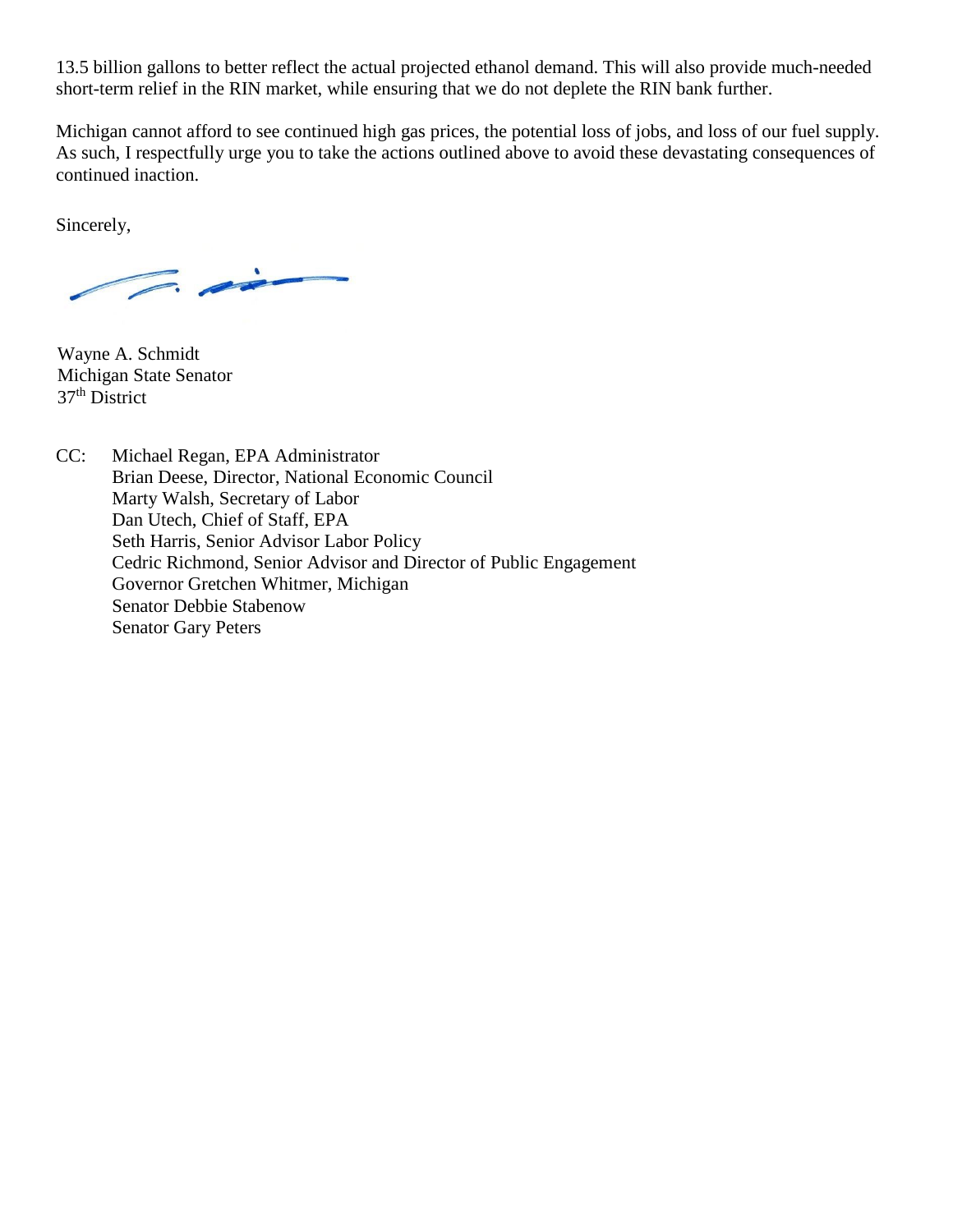13.5 billion gallons to better reflect the actual projected ethanol demand. This will also provide much-needed short-term relief in the RIN market, while ensuring that we do not deplete the RIN bank further.

Michigan cannot afford to see continued high gas prices, the potential loss of jobs, and loss of our fuel supply. As such, I respectfully urge you to take the actions outlined above to avoid these devastating consequences of continued inaction.

Sincerely,

Wayne A. Schmidt
Michigan State Senator
37th District

CC: Michael Regan, EPA Administrator
Brian Deese, Director, National Economic Council
Marty Walsh, Secretary of Labor
Dan Utech, Chief of Staff, EPA
Seth Harris, Senior Advisor Labor Policy
Cedric Richmond, Senior Advisor and Director of Public Engagement
Governor Gretchen Whitmer, Michigan
Senator Debbie Stabenow
Senator Gary Peters